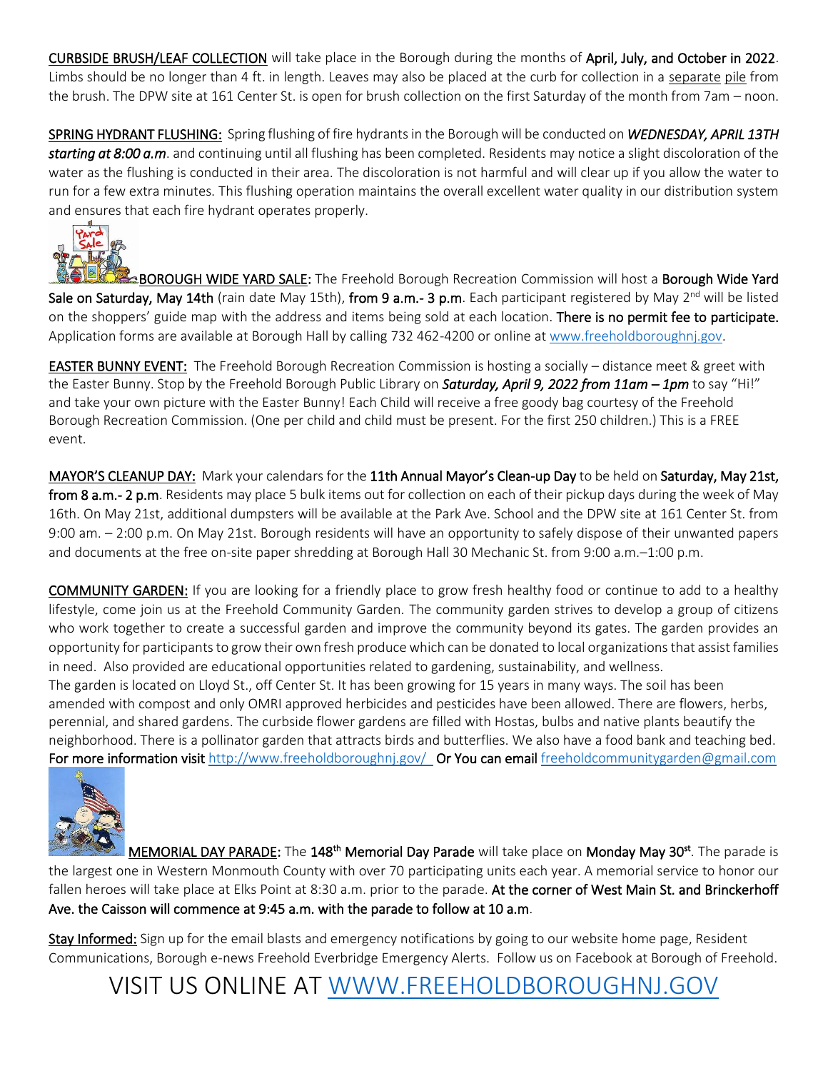CURBSIDE BRUSH/LEAF COLLECTION will take place in the Borough during the months of **April, July, and October in 2022**. Limbs should be no longer than 4 ft. in length. Leaves may also be placed at the curb for collection in a separate pile from the brush. The DPW site at 161 Center St. is open for brush collection on the first Saturday of the month from 7am – noon.

SPRING HYDRANT FLUSHING: Spring flushing of fire hydrants in the Borough will be conducted on ***WEDNESDAY, APRIL 13TH starting at 8:00 a.m***. and continuing until all flushing has been completed. Residents may notice a slight discoloration of the water as the flushing is conducted in their area. The discoloration is not harmful and will clear up if you allow the water to run for a few extra minutes. This flushing operation maintains the overall excellent water quality in our distribution system and ensures that each fire hydrant operates properly.

BOROUGH WIDE YARD SALE: The Freehold Borough Recreation Commission will host a **Borough Wide Yard Sale on Saturday, May 14th** (rain date May 15th), **from 9 a.m.- 3 p.m**. Each participant registered by May 2nd will be listed on the shoppers' guide map with the address and items being sold at each location. **There is no permit fee to participate.** Application forms are available at Borough Hall by calling 732 462-4200 or online at www.freeholdboroughnj.gov.

EASTER BUNNY EVENT: The Freehold Borough Recreation Commission is hosting a socially – distance meet & greet with the Easter Bunny. Stop by the Freehold Borough Public Library on ***Saturday, April 9, 2022 from 11am – 1pm*** to say "Hi!" and take your own picture with the Easter Bunny! Each Child will receive a free goody bag courtesy of the Freehold Borough Recreation Commission. (One per child and child must be present. For the first 250 children.) This is a FREE event.

MAYOR'S CLEANUP DAY: Mark your calendars for the **11th Annual Mayor's Clean-up Day** to be held on **Saturday, May 21st, from 8 a.m.- 2 p.m**. Residents may place 5 bulk items out for collection on each of their pickup days during the week of May 16th. On May 21st, additional dumpsters will be available at the Park Ave. School and the DPW site at 161 Center St. from 9:00 am. – 2:00 p.m. On May 21st. Borough residents will have an opportunity to safely dispose of their unwanted papers and documents at the free on-site paper shredding at Borough Hall 30 Mechanic St. from 9:00 a.m.–1:00 p.m.

COMMUNITY GARDEN: If you are looking for a friendly place to grow fresh healthy food or continue to add to a healthy lifestyle, come join us at the Freehold Community Garden. The community garden strives to develop a group of citizens who work together to create a successful garden and improve the community beyond its gates. The garden provides an opportunity for participants to grow their own fresh produce which can be donated to local organizations that assist families in need. Also provided are educational opportunities related to gardening, sustainability, and wellness.
The garden is located on Lloyd St., off Center St. It has been growing for 15 years in many ways. The soil has been amended with compost and only OMRI approved herbicides and pesticides have been allowed. There are flowers, herbs, perennial, and shared gardens. The curbside flower gardens are filled with Hostas, bulbs and native plants beautify the neighborhood. There is a pollinator garden that attracts birds and butterflies. We also have a food bank and teaching bed.
**For more information visit** http://www.freeholdboroughnj.gov/ **Or You can email** freeholdcommunitygarden@gmail.com

MEMORIAL DAY PARADE: The **148th Memorial Day Parade** will take place on **Monday May 30st**. The parade is the largest one in Western Monmouth County with over 70 participating units each year. A memorial service to honor our fallen heroes will take place at Elks Point at 8:30 a.m. prior to the parade. **At the corner of West Main St. and Brinckerhoff Ave. the Caisson will commence at 9:45 a.m. with the parade to follow at 10 a.m**.

Stay Informed: Sign up for the email blasts and emergency notifications by going to our website home page, Resident Communications, Borough e-news Freehold Everbridge Emergency Alerts. Follow us on Facebook at Borough of Freehold.

# VISIT US ONLINE AT WWW.FREEHOLDBOROUGHNJ.GOV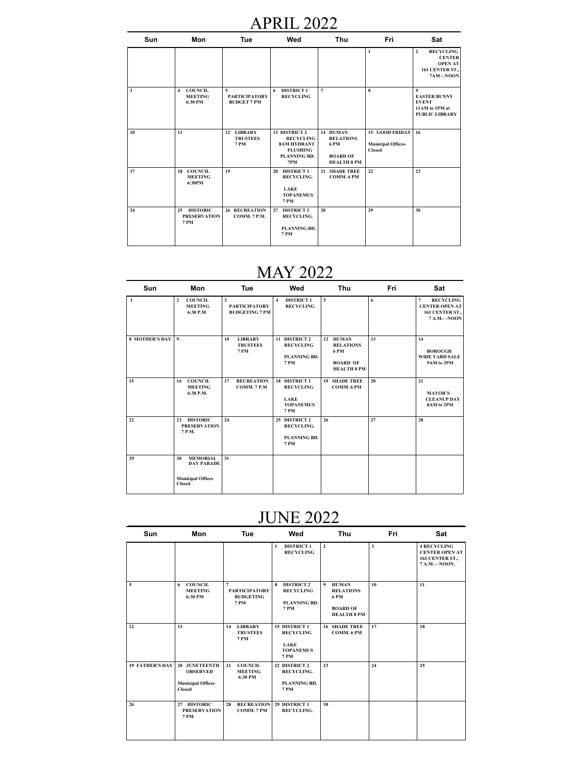# APRIL 2022

| Sun | Mon | Tue | Wed | Thu | Fri | Sat |
| --- | --- | --- | --- | --- | --- | --- |
| | | | | | 1 | 2 RECYCLING CENTER OPEN AT 161 CENTER ST., 7AM—NOON |
| 3 | 4 COUNCIL MEETING 6:30 PM | 5 PARTICIPATORY BUDGET 7 PM | 6 DISTRICT 1 RECYCLING | 7 | 8 | 9 EASTER BUNNY EVENT 11AM to 1PM at PUBLIC LIBRARY |
| 10 | 11 | 12 LIBRARY TRUSTEES 7 PM | 13 DISTRICT 2 RECYCLING 8AM HYDRANT FLUSHING PLANNING BD. 7PM | 14 HUMAN RELATIONS 6 PM BOARD OF HEALTH 8 PM | 15 GOOD FRIDAY Municipal Offices-Closed | 16 |
| 17 | 18 COUNCIL MEETING 6:30PM | 19 | 20 DISTRICT 1 RECYCLING. LAKE TOPANEMUS 7 PM | 21 SHADE TREE COMM. 6 PM | 22 | 23 |
| 24 | 25 HISTORIC PRESERVATION 7 PM | 26 RECREATION COMM. 7 P.M. | 27 DISTRICT 2 RECYCLING. PLANNING BD. 7 PM | 28 | 29 | 30 |

# MAY 2022

| Sun | Mon | Tue | Wed | Thu | Fri | Sat |
| --- | --- | --- | --- | --- | --- | --- |
| 1 | 2 COUNCIL MEETING 6:30 P.M | 3 PARTICIPATORY BUDGETING 7 PM | 4 DISTRICT 1 RECYCLING | 5 | 6 | 7 RECYCLING CENTER OPEN AT 161 CENTER ST., 7 A.M.—NOON |
| 8 MOTHER'S DAY | 9 . | 10 LIBRARY TRUSTEES 7 PM | 11 DISTRICT 2 RECYCLING PLANNING BD. 7 PM | 12 HUMAN RELATIONS 6 PM BOARD OF HEALTH 8 PM | 13 | 14 BOROUGH WIDE YARD SALE 9AM to 3PM |
| 15 | 16 COUNCIL MEETING 6:30 P.M. | 17 RECREATION COMM. 7 P.M | 18 DISTRICT 1 RECYCLING LAKE TOPANEMUS 7 PM | 19 SHADE TREE COMM. 6 PM | 20 | 21 MAYOR'S CLEANUP DAY 8AM to 2PM |
| 22 | 23 HISTORIC PRESERVATION 7 P.M. | 24 | 25 DISTRICT 2 RECYCLING. PLANNING BD. 7 PM | 26 | 27 | 28 |
| 29 | 30 MEMORIAL DAY PARADE Municipal Offices Closed | 31 | | | | |

# JUNE 2022

| Sun | Mon | Tue | Wed | Thu | Fri | Sat |
| --- | --- | --- | --- | --- | --- | --- |
| | | | 1 DISTRICT 1 RECYCLING | 2 | 3 | 4 RECYCLING CENTER OPEN AT 161 CENTER ST., 7 A.M.—NOON. |
| 5 | 6 COUNCIL MEETING 6:30 PM | 7 PARTICIPATORY BUDGETING 7 PM | 8 DISTRICT 2 RECYCLING PLANNING BD. 7 PM | 9 HUMAN RELATIONS 6 PM BOARD OF HEALTH 8 PM | 10 | 11 |
| 12 | 13 | 14 LIBRARY TRUSTEES 7 PM | 15 DISTRICT 1 RECYCLING LAKE TOPANEMUS 7 PM | 16 SHADE TREE COMM. 6 PM | 17 | 18 |
| 19 FATHER'S DAY | 20 JUNETEENTH OBSERVED Municipal Offices Closed | 21 COUNCIL MEETING 6:30 PM | 22 DISTRICT 2 RECYCLING. PLANNING BD. 7 PM | 23 | 24 | 25 |
| 26 | 27 HISTORIC PRESERVATION 7 PM | 28 RECREATION COMM. 7 PM | 29 DISTRICT 1 RECYCLING. | 30 | | |